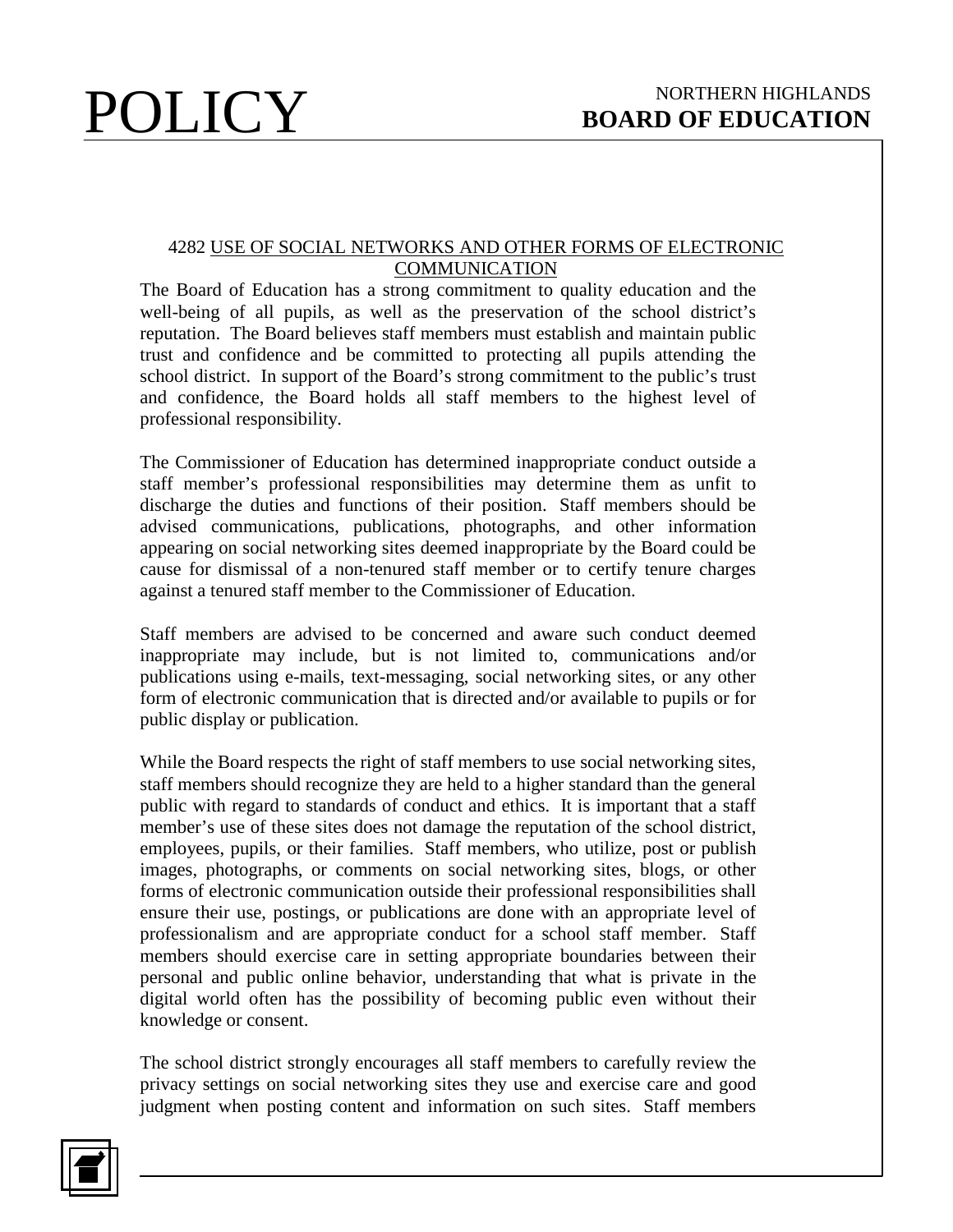# POLICY

NORTHERN HIGHLANDS
**BOARD OF EDUCATION**

## 4282 USE OF SOCIAL NETWORKS AND OTHER FORMS OF ELECTRONIC COMMUNICATION

The Board of Education has a strong commitment to quality education and the well-being of all pupils, as well as the preservation of the school district's reputation. The Board believes staff members must establish and maintain public trust and confidence and be committed to protecting all pupils attending the school district. In support of the Board's strong commitment to the public's trust and confidence, the Board holds all staff members to the highest level of professional responsibility.

The Commissioner of Education has determined inappropriate conduct outside a staff member's professional responsibilities may determine them as unfit to discharge the duties and functions of their position. Staff members should be advised communications, publications, photographs, and other information appearing on social networking sites deemed inappropriate by the Board could be cause for dismissal of a non-tenured staff member or to certify tenure charges against a tenured staff member to the Commissioner of Education.

Staff members are advised to be concerned and aware such conduct deemed inappropriate may include, but is not limited to, communications and/or publications using e-mails, text-messaging, social networking sites, or any other form of electronic communication that is directed and/or available to pupils or for public display or publication.

While the Board respects the right of staff members to use social networking sites, staff members should recognize they are held to a higher standard than the general public with regard to standards of conduct and ethics. It is important that a staff member's use of these sites does not damage the reputation of the school district, employees, pupils, or their families. Staff members, who utilize, post or publish images, photographs, or comments on social networking sites, blogs, or other forms of electronic communication outside their professional responsibilities shall ensure their use, postings, or publications are done with an appropriate level of professionalism and are appropriate conduct for a school staff member. Staff members should exercise care in setting appropriate boundaries between their personal and public online behavior, understanding that what is private in the digital world often has the possibility of becoming public even without their knowledge or consent.

The school district strongly encourages all staff members to carefully review the privacy settings on social networking sites they use and exercise care and good judgment when posting content and information on such sites. Staff members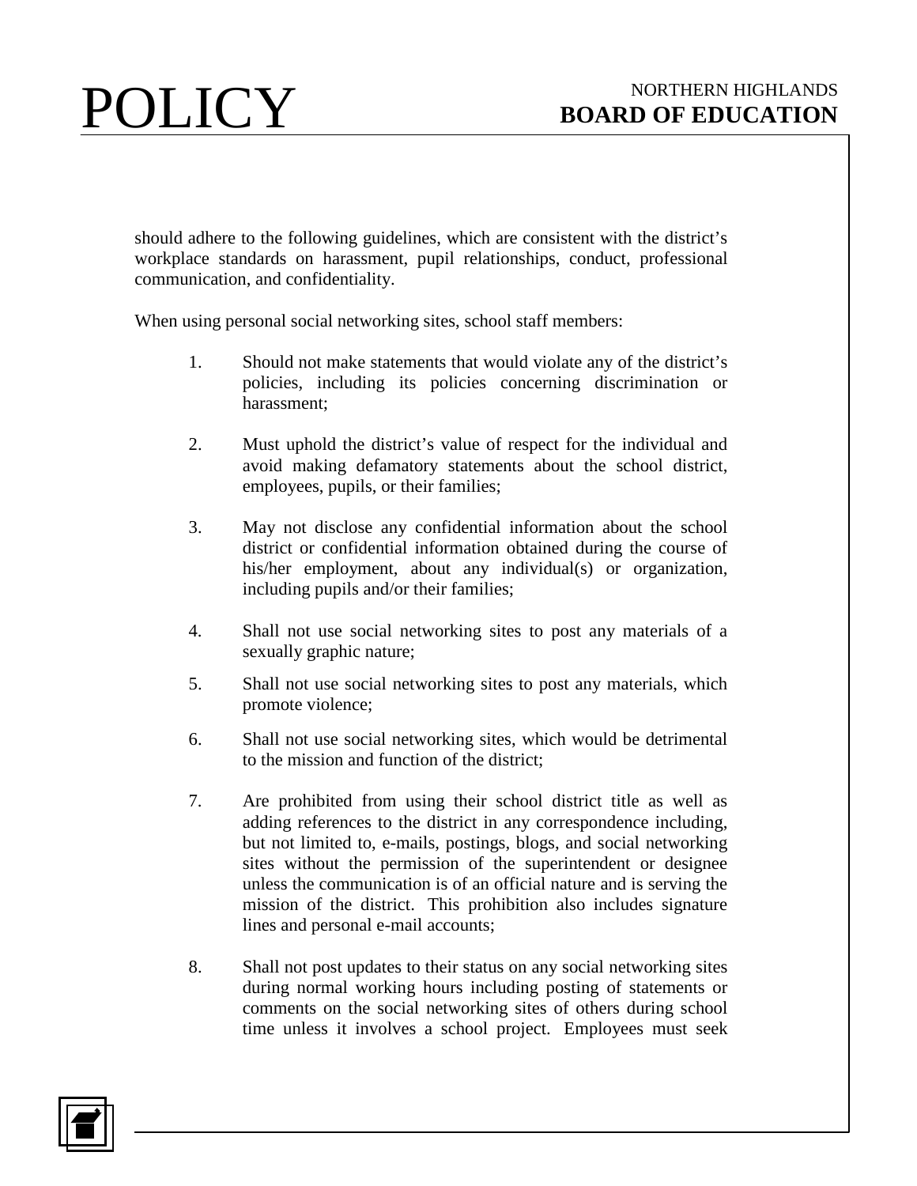should adhere to the following guidelines, which are consistent with the district's workplace standards on harassment, pupil relationships, conduct, professional communication, and confidentiality.

When using personal social networking sites, school staff members:

1. Should not make statements that would violate any of the district's policies, including its policies concerning discrimination or harassment;

2. Must uphold the district's value of respect for the individual and avoid making defamatory statements about the school district, employees, pupils, or their families;

3. May not disclose any confidential information about the school district or confidential information obtained during the course of his/her employment, about any individual(s) or organization, including pupils and/or their families;

4. Shall not use social networking sites to post any materials of a sexually graphic nature;

5. Shall not use social networking sites to post any materials, which promote violence;

6. Shall not use social networking sites, which would be detrimental to the mission and function of the district;

7. Are prohibited from using their school district title as well as adding references to the district in any correspondence including, but not limited to, e-mails, postings, blogs, and social networking sites without the permission of the superintendent or designee unless the communication is of an official nature and is serving the mission of the district. This prohibition also includes signature lines and personal e-mail accounts;

8. Shall not post updates to their status on any social networking sites during normal working hours including posting of statements or comments on the social networking sites of others during school time unless it involves a school project. Employees must seek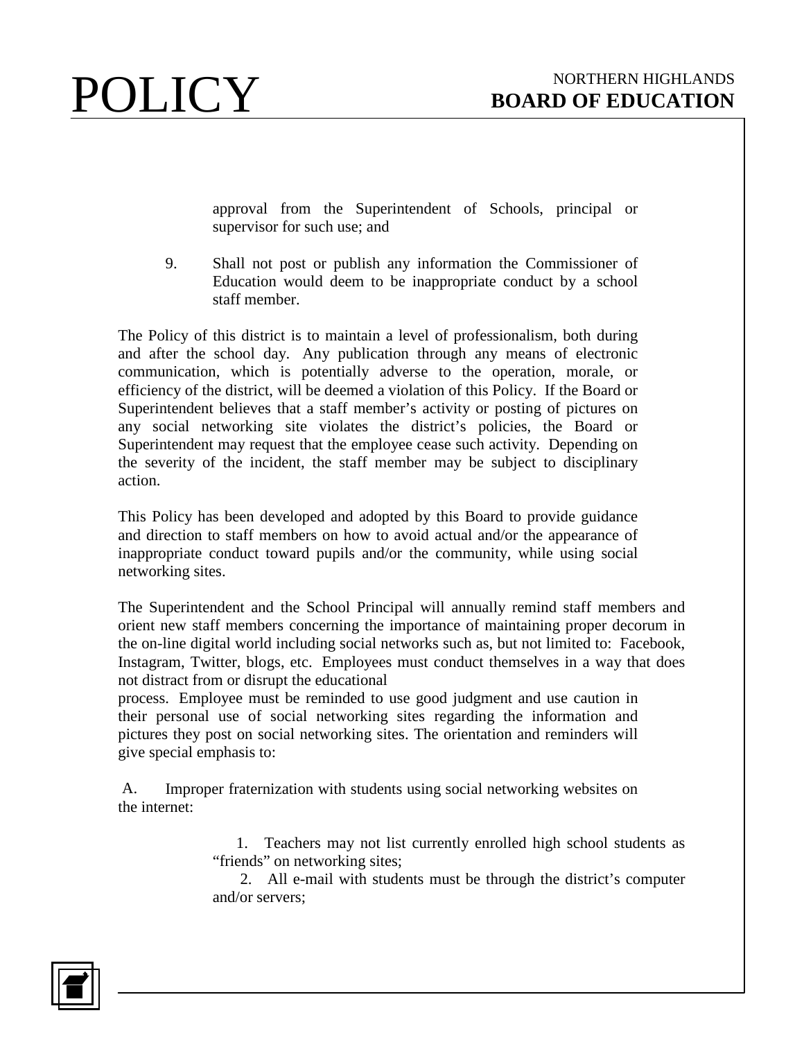approval from the Superintendent of Schools, principal or supervisor for such use; and

9. Shall not post or publish any information the Commissioner of Education would deem to be inappropriate conduct by a school staff member.

The Policy of this district is to maintain a level of professionalism, both during and after the school day. Any publication through any means of electronic communication, which is potentially adverse to the operation, morale, or efficiency of the district, will be deemed a violation of this Policy. If the Board or Superintendent believes that a staff member's activity or posting of pictures on any social networking site violates the district's policies, the Board or Superintendent may request that the employee cease such activity. Depending on the severity of the incident, the staff member may be subject to disciplinary action.

This Policy has been developed and adopted by this Board to provide guidance and direction to staff members on how to avoid actual and/or the appearance of inappropriate conduct toward pupils and/or the community, while using social networking sites.

The Superintendent and the School Principal will annually remind staff members and orient new staff members concerning the importance of maintaining proper decorum in the on-line digital world including social networks such as, but not limited to: Facebook, Instagram, Twitter, blogs, etc. Employees must conduct themselves in a way that does not distract from or disrupt the educational process. Employee must be reminded to use good judgment and use caution in their personal use of social networking sites regarding the information and pictures they post on social networking sites. The orientation and reminders will give special emphasis to:

A. Improper fraternization with students using social networking websites on the internet:

1. Teachers may not list currently enrolled high school students as "friends" on networking sites;
2. All e-mail with students must be through the district's computer and/or servers;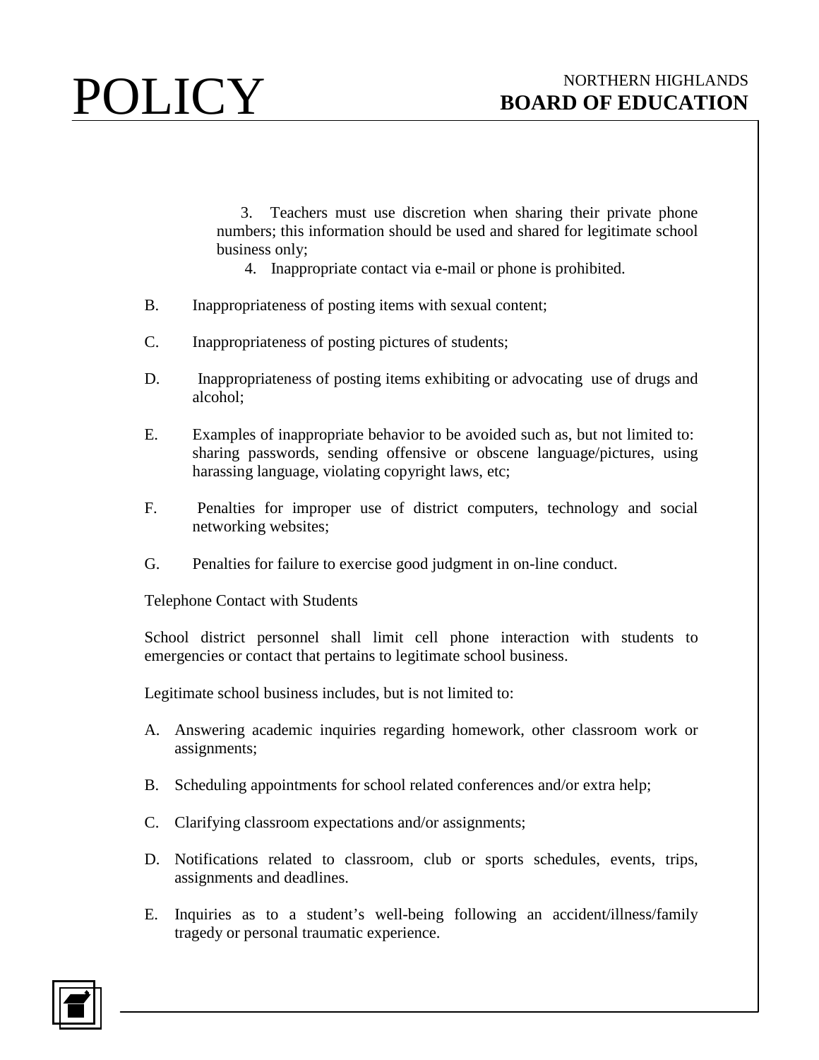3. Teachers must use discretion when sharing their private phone numbers; this information should be used and shared for legitimate school business only;

4. Inappropriate contact via e-mail or phone is prohibited.

B. Inappropriateness of posting items with sexual content;

C. Inappropriateness of posting pictures of students;

D. Inappropriateness of posting items exhibiting or advocating use of drugs and alcohol;

E. Examples of inappropriate behavior to be avoided such as, but not limited to: sharing passwords, sending offensive or obscene language/pictures, using harassing language, violating copyright laws, etc;

F. Penalties for improper use of district computers, technology and social networking websites;

G. Penalties for failure to exercise good judgment in on-line conduct.

Telephone Contact with Students

School district personnel shall limit cell phone interaction with students to emergencies or contact that pertains to legitimate school business.

Legitimate school business includes, but is not limited to:

A. Answering academic inquiries regarding homework, other classroom work or assignments;

B. Scheduling appointments for school related conferences and/or extra help;

C. Clarifying classroom expectations and/or assignments;

D. Notifications related to classroom, club or sports schedules, events, trips, assignments and deadlines.

E. Inquiries as to a student's well-being following an accident/illness/family tragedy or personal traumatic experience.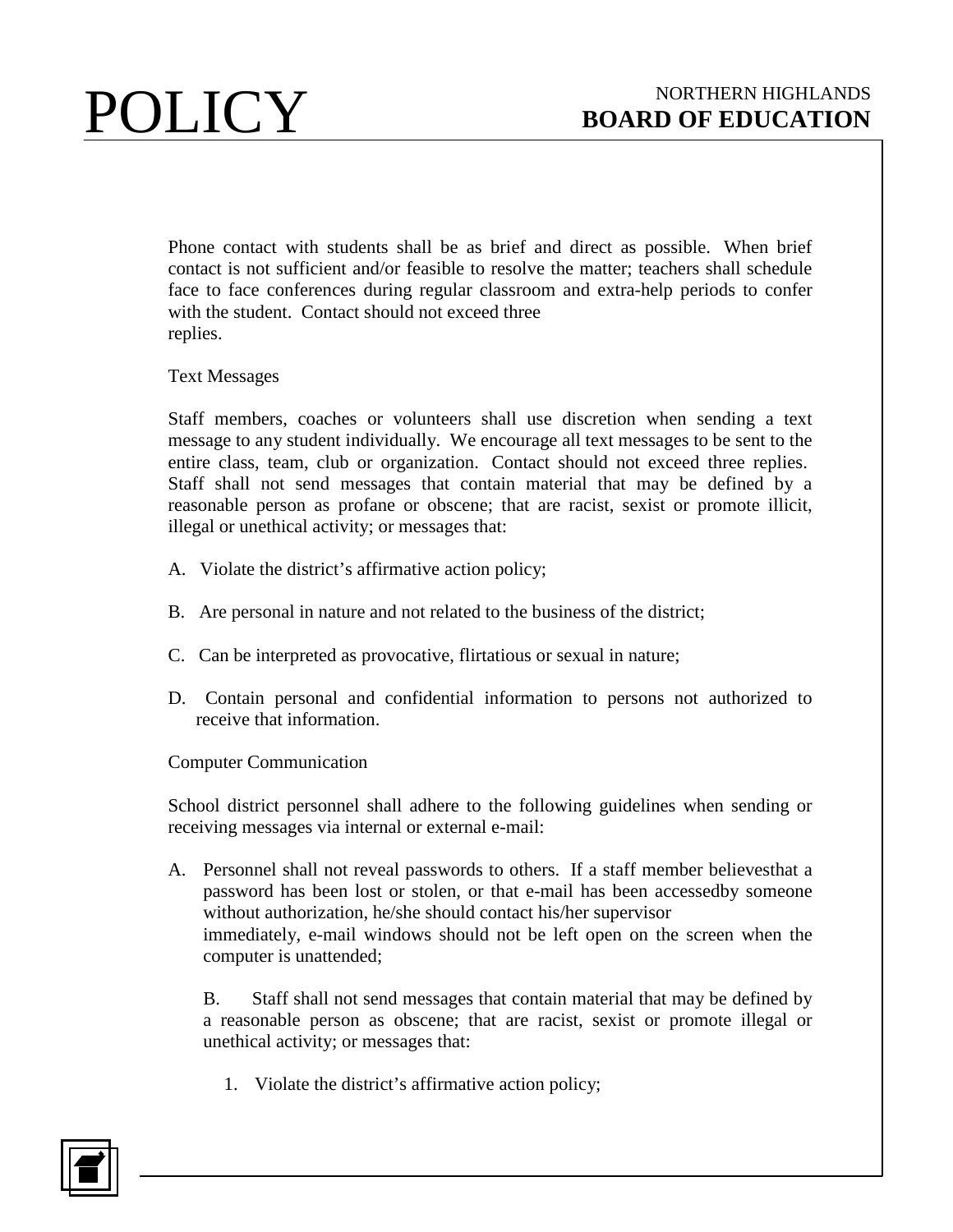Phone contact with students shall be as brief and direct as possible. When brief contact is not sufficient and/or feasible to resolve the matter; teachers shall schedule face to face conferences during regular classroom and extra-help periods to confer with the student. Contact should not exceed three replies.

Text Messages

Staff members, coaches or volunteers shall use discretion when sending a text message to any student individually. We encourage all text messages to be sent to the entire class, team, club or organization. Contact should not exceed three replies. Staff shall not send messages that contain material that may be defined by a reasonable person as profane or obscene; that are racist, sexist or promote illicit, illegal or unethical activity; or messages that:

A. Violate the district's affirmative action policy;

B. Are personal in nature and not related to the business of the district;

C. Can be interpreted as provocative, flirtatious or sexual in nature;

D. Contain personal and confidential information to persons not authorized to receive that information.

Computer Communication

School district personnel shall adhere to the following guidelines when sending or receiving messages via internal or external e-mail:

A. Personnel shall not reveal passwords to others. If a staff member believesthat a password has been lost or stolen, or that e-mail has been accessedby someone without authorization, he/she should contact his/her supervisor immediately, e-mail windows should not be left open on the screen when the computer is unattended;

B. Staff shall not send messages that contain material that may be defined by a reasonable person as obscene; that are racist, sexist or promote illegal or unethical activity; or messages that:

1. Violate the district's affirmative action policy;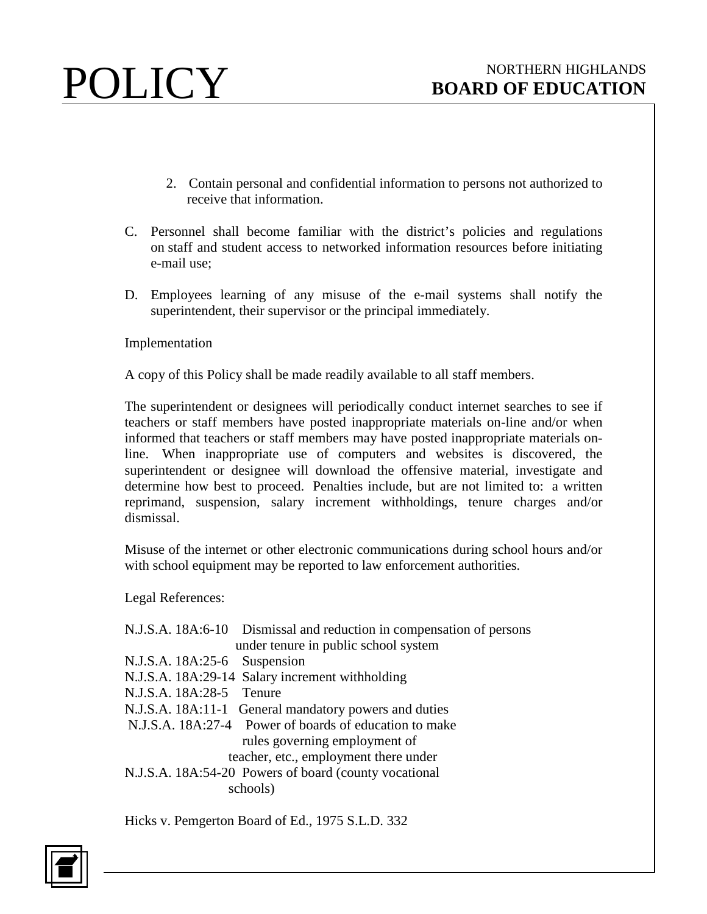2. Contain personal and confidential information to persons not authorized to receive that information.

C. Personnel shall become familiar with the district's policies and regulations on staff and student access to networked information resources before initiating e-mail use;

D. Employees learning of any misuse of the e-mail systems shall notify the superintendent, their supervisor or the principal immediately.

Implementation

A copy of this Policy shall be made readily available to all staff members.

The superintendent or designees will periodically conduct internet searches to see if teachers or staff members have posted inappropriate materials on-line and/or when informed that teachers or staff members may have posted inappropriate materials on-line. When inappropriate use of computers and websites is discovered, the superintendent or designee will download the offensive material, investigate and determine how best to proceed. Penalties include, but are not limited to: a written reprimand, suspension, salary increment withholdings, tenure charges and/or dismissal.

Misuse of the internet or other electronic communications during school hours and/or with school equipment may be reported to law enforcement authorities.

Legal References:

N.J.S.A. 18A:6-10 Dismissal and reduction in compensation of persons under tenure in public school system
N.J.S.A. 18A:25-6 Suspension
N.J.S.A. 18A:29-14 Salary increment withholding
N.J.S.A. 18A:28-5 Tenure
N.J.S.A. 18A:11-1 General mandatory powers and duties
N.J.S.A. 18A:27-4 Power of boards of education to make rules governing employment of teacher, etc., employment there under
N.J.S.A. 18A:54-20 Powers of board (county vocational schools)

Hicks v. Pemgerton Board of Ed., 1975 S.L.D. 332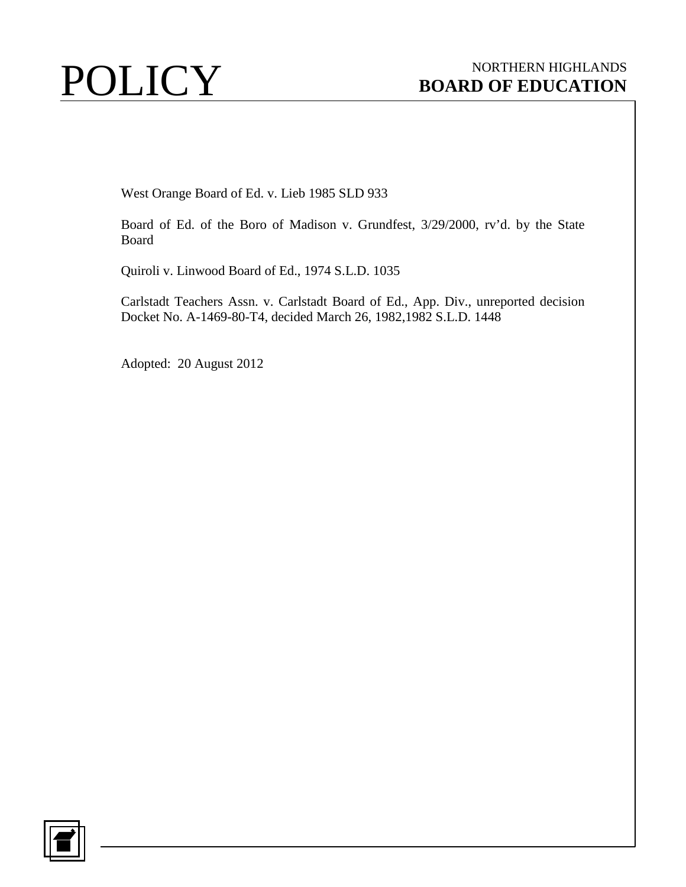West Orange Board of Ed. v. Lieb 1985 SLD 933

Board of Ed. of the Boro of Madison v. Grundfest, 3/29/2000, rv'd. by the State Board

Quiroli v. Linwood Board of Ed., 1974 S.L.D. 1035

Carlstadt Teachers Assn. v. Carlstadt Board of Ed., App. Div., unreported decision Docket No. A-1469-80-T4, decided March 26, 1982,1982 S.L.D. 1448

Adopted: 20 August 2012